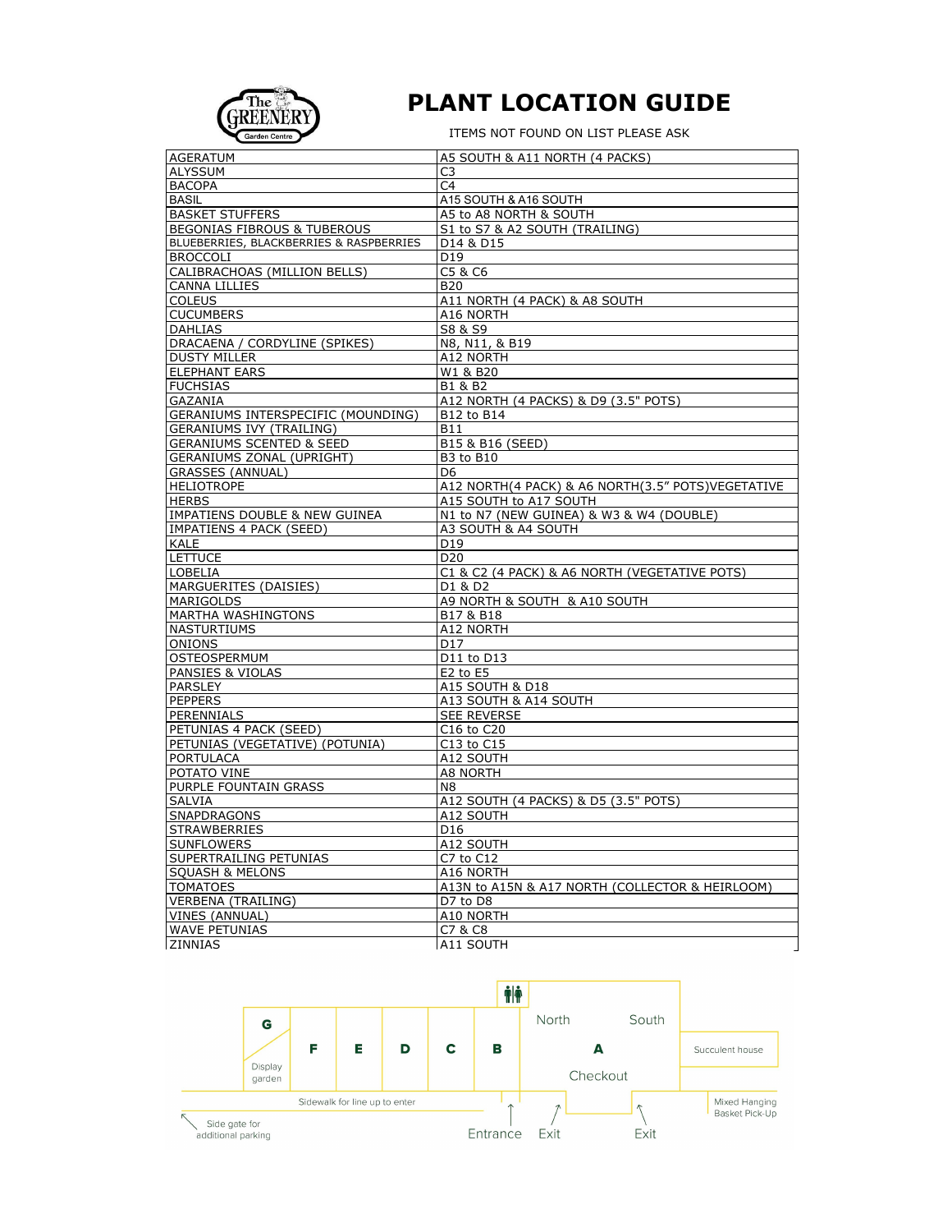# PLANT LOCATION GUIDE

ITEMS NOT FOUND ON LIST PLEASE ASK

| | |
|---|---|
| AGERATUM | A5 SOUTH & A11 NORTH (4 PACKS) |
| ALYSSUM | C3 |
| BACOPA | C4 |
| BASIL | A15 SOUTH & A16 SOUTH |
| BASKET STUFFERS | A5 to A8 NORTH & SOUTH |
| BEGONIAS FIBROUS & TUBEROUS | S1 to S7 & A2 SOUTH (TRAILING) |
| BLUEBERRIES, BLACKBERRIES & RASPBERRIES | D14 & D15 |
| BROCCOLI | D19 |
| CALIBRACHOAS (MILLION BELLS) | C5 & C6 |
| CANNA LILLIES | B20 |
| COLEUS | A11 NORTH (4 PACK) & A8 SOUTH |
| CUCUMBERS | A16 NORTH |
| DAHLIAS | S8 & S9 |
| DRACAENA / CORDYLINE (SPIKES) | N8, N11, & B19 |
| DUSTY MILLER | A12 NORTH |
| ELEPHANT EARS | W1 & B20 |
| FUCHSIAS | B1 & B2 |
| GAZANIA | A12 NORTH (4 PACKS) & D9 (3.5" POTS) |
| GERANIUMS INTERSPECIFIC (MOUNDING) | B12 to B14 |
| GERANIUMS IVY (TRAILING) | B11 |
| GERANIUMS SCENTED & SEED | B15 & B16 (SEED) |
| GERANIUMS ZONAL (UPRIGHT) | B3 to B10 |
| GRASSES (ANNUAL) | D6 |
| HELIOTROPE | A12 NORTH(4 PACK) & A6 NORTH(3.5" POTS)VEGETATIVE |
| HERBS | A15 SOUTH to A17 SOUTH |
| IMPATIENS DOUBLE & NEW GUINEA | N1 to N7 (NEW GUINEA) & W3 & W4 (DOUBLE) |
| IMPATIENS 4 PACK (SEED) | A3 SOUTH & A4 SOUTH |
| KALE | D19 |
| LETTUCE | D20 |
| LOBELIA | C1 & C2 (4 PACK) & A6 NORTH (VEGETATIVE POTS) |
| MARGUERITES (DAISIES) | D1 & D2 |
| MARIGOLDS | A9 NORTH & SOUTH & A10 SOUTH |
| MARTHA WASHINGTONS | B17 & B18 |
| NASTURTIUMS | A12 NORTH |
| ONIONS | D17 |
| OSTEOSPERMUM | D11 to D13 |
| PANSIES & VIOLAS | E2 to E5 |
| PARSLEY | A15 SOUTH & D18 |
| PEPPERS | A13 SOUTH & A14 SOUTH |
| PERENNIALS | SEE REVERSE |
| PETUNIAS 4 PACK (SEED) | C16 to C20 |
| PETUNIAS (VEGETATIVE) (POTUNIA) | C13 to C15 |
| PORTULACA | A12 SOUTH |
| POTATO VINE | A8 NORTH |
| PURPLE FOUNTAIN GRASS | N8 |
| SALVIA | A12 SOUTH (4 PACKS) & D5 (3.5" POTS) |
| SNAPDRAGONS | A12 SOUTH |
| STRAWBERRIES | D16 |
| SUNFLOWERS | A12 SOUTH |
| SUPERTRAILING PETUNIAS | C7 to C12 |
| SQUASH & MELONS | A16 NORTH |
| TOMATOES | A13N to A15N & A17 NORTH (COLLECTOR & HEIRLOOM) |
| VERBENA (TRAILING) | D7 to D8 |
| VINES (ANNUAL) | A10 NORTH |
| WAVE PETUNIAS | C7 & C8 |
| ZINNIAS | A11 SOUTH |

G Display garden | F | E | D | C | B | A (North, South) Checkout | Succulent house

Sidewalk for line up to enter | Entrance | Exit | Exit | Mixed Hanging Basket Pick-Up

Side gate for additional parking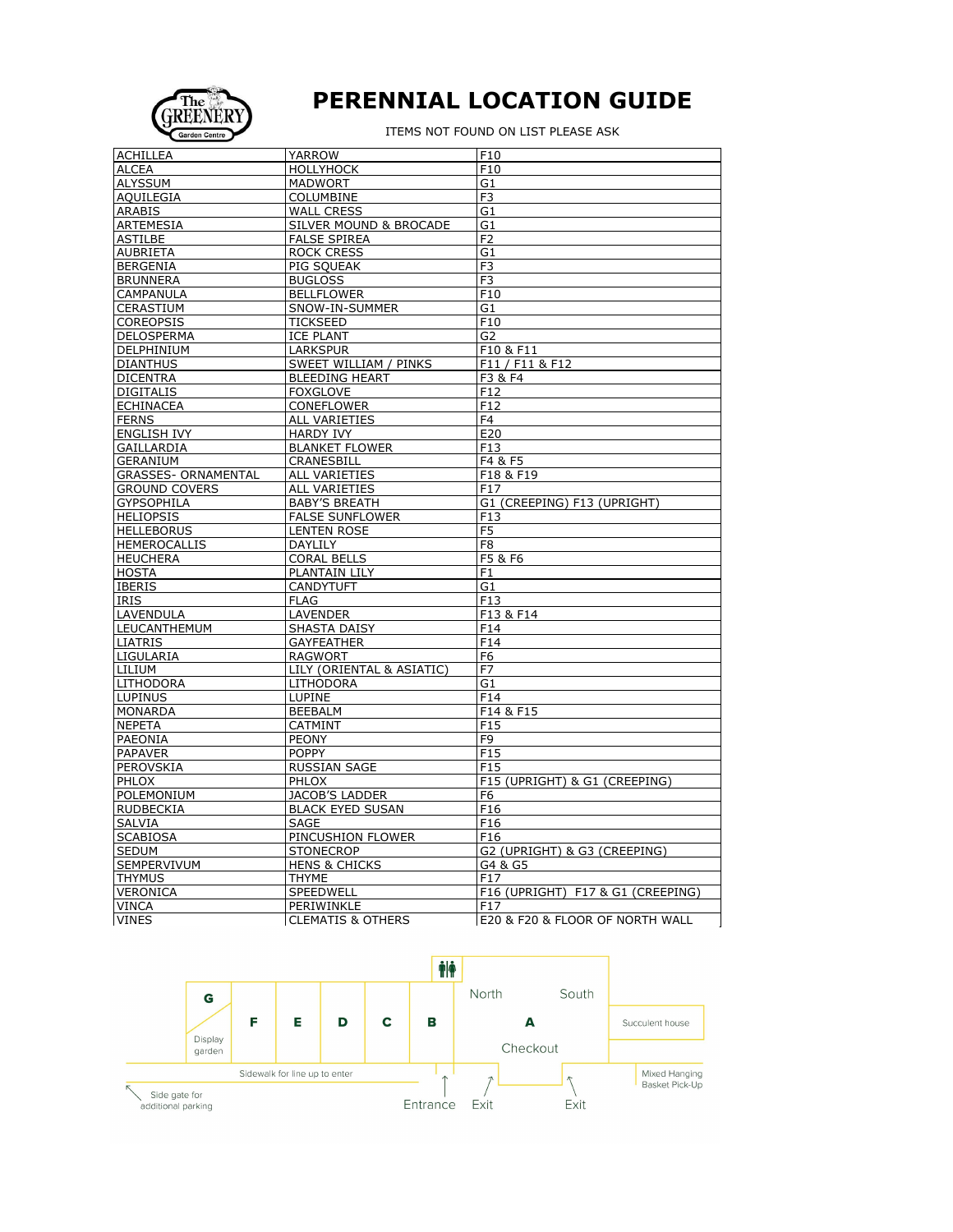The Greenery Garden Centre

# PERENNIAL LOCATION GUIDE

ITEMS NOT FOUND ON LIST PLEASE ASK

| | | |
|---|---|---|
| ACHILLEA | YARROW | F10 |
| ALCEA | HOLLYHOCK | F10 |
| ALYSSUM | MADWORT | G1 |
| AQUILEGIA | COLUMBINE | F3 |
| ARABIS | WALL CRESS | G1 |
| ARTEMESIA | SILVER MOUND & BROCADE | G1 |
| ASTILBE | FALSE SPIREA | F2 |
| AUBRIETA | ROCK CRESS | G1 |
| BERGENIA | PIG SQUEAK | F3 |
| BRUNNERA | BUGLOSS | F3 |
| CAMPANULA | BELLFLOWER | F10 |
| CERASTIUM | SNOW-IN-SUMMER | G1 |
| COREOPSIS | TICKSEED | F10 |
| DELOSPERMA | ICE PLANT | G2 |
| DELPHINIUM | LARKSPUR | F10 & F11 |
| DIANTHUS | SWEET WILLIAM / PINKS | F11 / F11 & F12 |
| DICENTRA | BLEEDING HEART | F3 & F4 |
| DIGITALIS | FOXGLOVE | F12 |
| ECHINACEA | CONEFLOWER | F12 |
| FERNS | ALL VARIETIES | F4 |
| ENGLISH IVY | HARDY IVY | E20 |
| GAILLARDIA | BLANKET FLOWER | F13 |
| GERANIUM | CRANESBILL | F4 & F5 |
| GRASSES- ORNAMENTAL | ALL VARIETIES | F18 & F19 |
| GROUND COVERS | ALL VARIETIES | F17 |
| GYPSOPHILA | BABY'S BREATH | G1 (CREEPING) F13 (UPRIGHT) |
| HELIOPSIS | FALSE SUNFLOWER | F13 |
| HELLEBORUS | LENTEN ROSE | F5 |
| HEMEROCALLIS | DAYLILY | F8 |
| HEUCHERA | CORAL BELLS | F5 & F6 |
| HOSTA | PLANTAIN LILY | F1 |
| IBERIS | CANDYTUFT | G1 |
| IRIS | FLAG | F13 |
| LAVENDULA | LAVENDER | F13 & F14 |
| LEUCANTHEMUM | SHASTA DAISY | F14 |
| LIATRIS | GAYFEATHER | F14 |
| LIGULARIA | RAGWORT | F6 |
| LILIUM | LILY (ORIENTAL & ASIATIC) | F7 |
| LITHODORA | LITHODORA | G1 |
| LUPINUS | LUPINE | F14 |
| MONARDA | BEEBALM | F14 & F15 |
| NEPETA | CATMINT | F15 |
| PAEONIA | PEONY | F9 |
| PAPAVER | POPPY | F15 |
| PEROVSKIA | RUSSIAN SAGE | F15 |
| PHLOX | PHLOX | F15 (UPRIGHT) & G1 (CREEPING) |
| POLEMONIUM | JACOB'S LADDER | F6 |
| RUDBECKIA | BLACK EYED SUSAN | F16 |
| SALVIA | SAGE | F16 |
| SCABIOSA | PINCUSHION FLOWER | F16 |
| SEDUM | STONECROP | G2 (UPRIGHT) & G3 (CREEPING) |
| SEMPERVIVUM | HENS & CHICKS | G4 & G5 |
| THYMUS | THYME | F17 |
| VERONICA | SPEEDWELL | F16 (UPRIGHT) F17 & G1 (CREEPING) |
| VINCA | PERIWINKLE | F17 |
| VINES | CLEMATIS & OTHERS | E20 & F20 & FLOOR OF NORTH WALL |

G
Display garden
F
E
D
C
B
North
South
A
Checkout
Succulent house
Sidewalk for line up to enter
Mixed Hanging Basket Pick-Up
Side gate for additional parking
Entrance
Exit
Exit